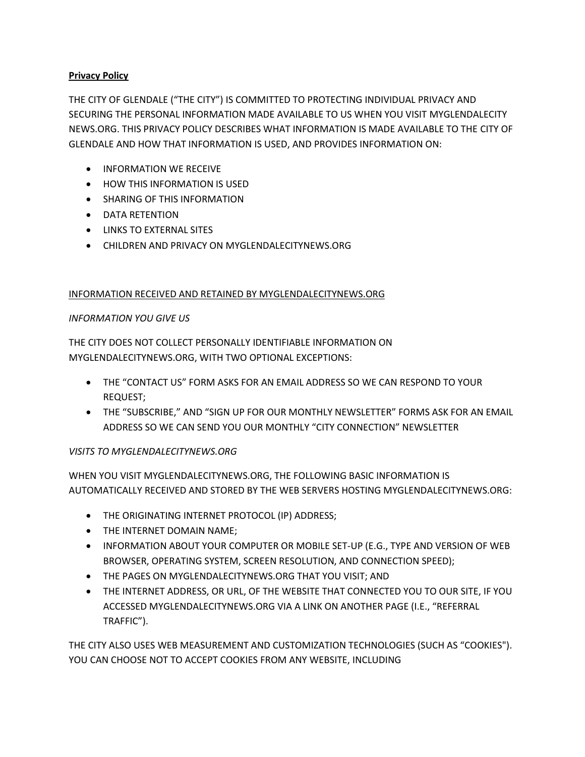**Privacy Policy**

THE CITY OF GLENDALE ("THE CITY") IS COMMITTED TO PROTECTING INDIVIDUAL PRIVACY AND SECURING THE PERSONAL INFORMATION MADE AVAILABLE TO US WHEN YOU VISIT MYGLENDALECITY NEWS.ORG. THIS PRIVACY POLICY DESCRIBES WHAT INFORMATION IS MADE AVAILABLE TO THE CITY OF GLENDALE AND HOW THAT INFORMATION IS USED, AND PROVIDES INFORMATION ON:

- INFORMATION WE RECEIVE
- HOW THIS INFORMATION IS USED
- SHARING OF THIS INFORMATION
- DATA RETENTION
- LINKS TO EXTERNAL SITES
- CHILDREN AND PRIVACY ON MYGLENDALECITYNEWS.ORG

<u>INFORMATION RECEIVED AND RETAINED BY MYGLENDALECITYNEWS.ORG</u>

*INFORMATION YOU GIVE US*

THE CITY DOES NOT COLLECT PERSONALLY IDENTIFIABLE INFORMATION ON MYGLENDALECITYNEWS.ORG, WITH TWO OPTIONAL EXCEPTIONS:

- THE "CONTACT US" FORM ASKS FOR AN EMAIL ADDRESS SO WE CAN RESPOND TO YOUR REQUEST;
- THE "SUBSCRIBE," AND "SIGN UP FOR OUR MONTHLY NEWSLETTER" FORMS ASK FOR AN EMAIL ADDRESS SO WE CAN SEND YOU OUR MONTHLY "CITY CONNECTION" NEWSLETTER

*VISITS TO MYGLENDALECITYNEWS.ORG*

WHEN YOU VISIT MYGLENDALECITYNEWS.ORG, THE FOLLOWING BASIC INFORMATION IS AUTOMATICALLY RECEIVED AND STORED BY THE WEB SERVERS HOSTING MYGLENDALECITYNEWS.ORG:

- THE ORIGINATING INTERNET PROTOCOL (IP) ADDRESS;
- THE INTERNET DOMAIN NAME;
- INFORMATION ABOUT YOUR COMPUTER OR MOBILE SET-UP (E.G., TYPE AND VERSION OF WEB BROWSER, OPERATING SYSTEM, SCREEN RESOLUTION, AND CONNECTION SPEED);
- THE PAGES ON MYGLENDALECITYNEWS.ORG THAT YOU VISIT; AND
- THE INTERNET ADDRESS, OR URL, OF THE WEBSITE THAT CONNECTED YOU TO OUR SITE, IF YOU ACCESSED MYGLENDALECITYNEWS.ORG VIA A LINK ON ANOTHER PAGE (I.E., "REFERRAL TRAFFIC").

THE CITY ALSO USES WEB MEASUREMENT AND CUSTOMIZATION TECHNOLOGIES (SUCH AS "COOKIES"). YOU CAN CHOOSE NOT TO ACCEPT COOKIES FROM ANY WEBSITE, INCLUDING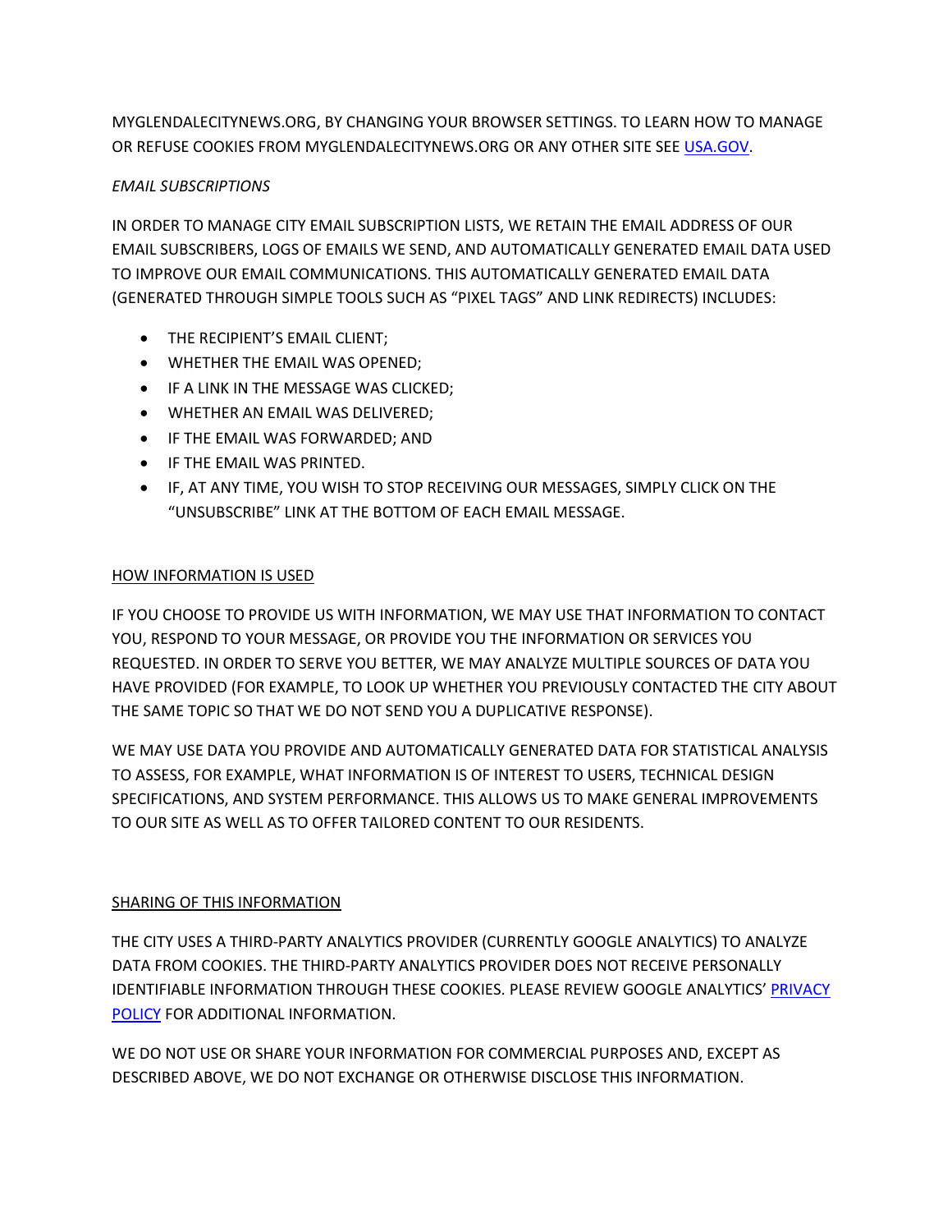MYGLENDALECITYNEWS.ORG, BY CHANGING YOUR BROWSER SETTINGS. TO LEARN HOW TO MANAGE OR REFUSE COOKIES FROM MYGLENDALECITYNEWS.ORG OR ANY OTHER SITE SEE [USA.GOV](USA.GOV).

*EMAIL SUBSCRIPTIONS*

IN ORDER TO MANAGE CITY EMAIL SUBSCRIPTION LISTS, WE RETAIN THE EMAIL ADDRESS OF OUR EMAIL SUBSCRIBERS, LOGS OF EMAILS WE SEND, AND AUTOMATICALLY GENERATED EMAIL DATA USED TO IMPROVE OUR EMAIL COMMUNICATIONS. THIS AUTOMATICALLY GENERATED EMAIL DATA (GENERATED THROUGH SIMPLE TOOLS SUCH AS "PIXEL TAGS" AND LINK REDIRECTS) INCLUDES:

- THE RECIPIENT'S EMAIL CLIENT;
- WHETHER THE EMAIL WAS OPENED;
- IF A LINK IN THE MESSAGE WAS CLICKED;
- WHETHER AN EMAIL WAS DELIVERED;
- IF THE EMAIL WAS FORWARDED; AND
- IF THE EMAIL WAS PRINTED.
- IF, AT ANY TIME, YOU WISH TO STOP RECEIVING OUR MESSAGES, SIMPLY CLICK ON THE "UNSUBSCRIBE" LINK AT THE BOTTOM OF EACH EMAIL MESSAGE.

HOW INFORMATION IS USED

IF YOU CHOOSE TO PROVIDE US WITH INFORMATION, WE MAY USE THAT INFORMATION TO CONTACT YOU, RESPOND TO YOUR MESSAGE, OR PROVIDE YOU THE INFORMATION OR SERVICES YOU REQUESTED. IN ORDER TO SERVE YOU BETTER, WE MAY ANALYZE MULTIPLE SOURCES OF DATA YOU HAVE PROVIDED (FOR EXAMPLE, TO LOOK UP WHETHER YOU PREVIOUSLY CONTACTED THE CITY ABOUT THE SAME TOPIC SO THAT WE DO NOT SEND YOU A DUPLICATIVE RESPONSE).

WE MAY USE DATA YOU PROVIDE AND AUTOMATICALLY GENERATED DATA FOR STATISTICAL ANALYSIS TO ASSESS, FOR EXAMPLE, WHAT INFORMATION IS OF INTEREST TO USERS, TECHNICAL DESIGN SPECIFICATIONS, AND SYSTEM PERFORMANCE. THIS ALLOWS US TO MAKE GENERAL IMPROVEMENTS TO OUR SITE AS WELL AS TO OFFER TAILORED CONTENT TO OUR RESIDENTS.

SHARING OF THIS INFORMATION

THE CITY USES A THIRD-PARTY ANALYTICS PROVIDER (CURRENTLY GOOGLE ANALYTICS) TO ANALYZE DATA FROM COOKIES. THE THIRD-PARTY ANALYTICS PROVIDER DOES NOT RECEIVE PERSONALLY IDENTIFIABLE INFORMATION THROUGH THESE COOKIES. PLEASE REVIEW GOOGLE ANALYTICS' PRIVACY POLICY FOR ADDITIONAL INFORMATION.

WE DO NOT USE OR SHARE YOUR INFORMATION FOR COMMERCIAL PURPOSES AND, EXCEPT AS DESCRIBED ABOVE, WE DO NOT EXCHANGE OR OTHERWISE DISCLOSE THIS INFORMATION.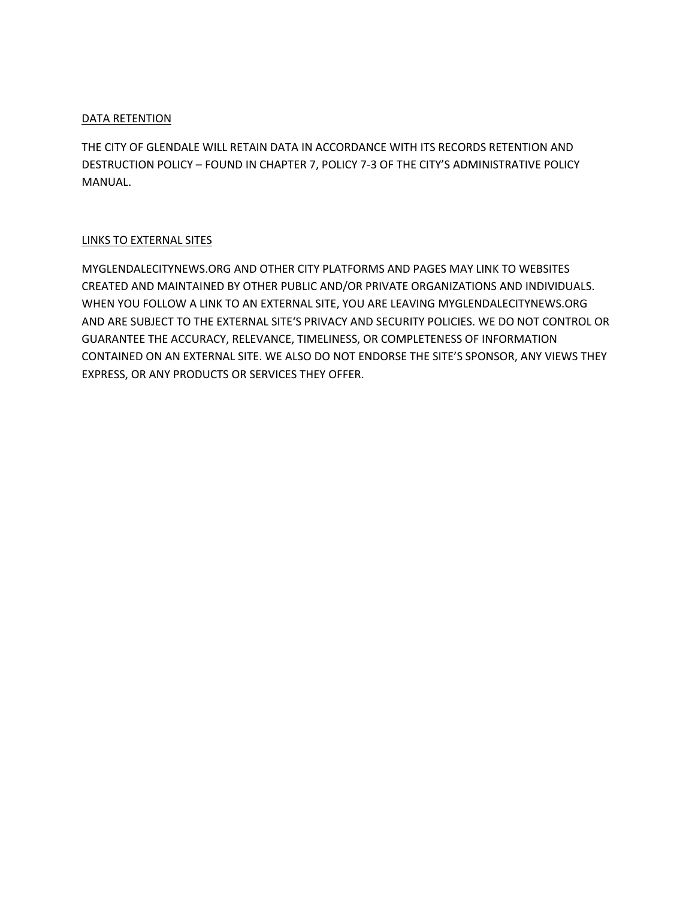## DATA RETENTION

THE CITY OF GLENDALE WILL RETAIN DATA IN ACCORDANCE WITH ITS RECORDS RETENTION AND DESTRUCTION POLICY – FOUND IN CHAPTER 7, POLICY 7-3 OF THE CITY'S ADMINISTRATIVE POLICY MANUAL.

## LINKS TO EXTERNAL SITES

MYGLENDALECITYNEWS.ORG AND OTHER CITY PLATFORMS AND PAGES MAY LINK TO WEBSITES CREATED AND MAINTAINED BY OTHER PUBLIC AND/OR PRIVATE ORGANIZATIONS AND INDIVIDUALS. WHEN YOU FOLLOW A LINK TO AN EXTERNAL SITE, YOU ARE LEAVING MYGLENDALECITYNEWS.ORG AND ARE SUBJECT TO THE EXTERNAL SITE'S PRIVACY AND SECURITY POLICIES. WE DO NOT CONTROL OR GUARANTEE THE ACCURACY, RELEVANCE, TIMELINESS, OR COMPLETENESS OF INFORMATION CONTAINED ON AN EXTERNAL SITE. WE ALSO DO NOT ENDORSE THE SITE'S SPONSOR, ANY VIEWS THEY EXPRESS, OR ANY PRODUCTS OR SERVICES THEY OFFER.